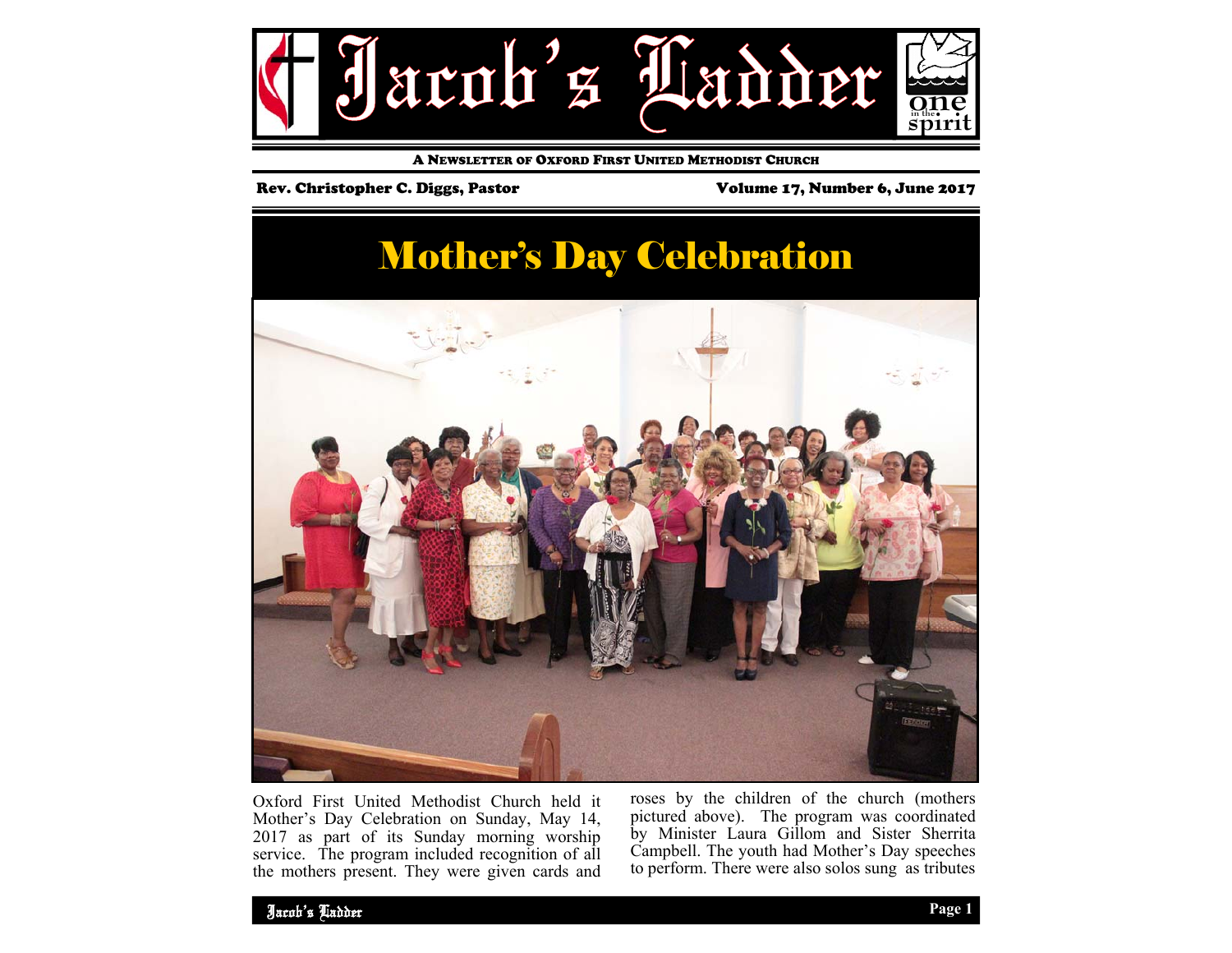# Jacob's Ladder

A Newsletter of Oxford First United Methodist Church

Rev. Christopher C. Diggs, Pastor

Volume 17, Number 6, June 2017

## Mother's Day Celebration

Oxford First United Methodist Church held it Mother's Day Celebration on Sunday, May 14, 2017 as part of its Sunday morning worship service. The program included recognition of all the mothers present. They were given cards and roses by the children of the church (mothers pictured above). The program was coordinated by Minister Laura Gillom and Sister Sherrita Campbell. The youth had Mother's Day speeches to perform. There were also solos sung as tributes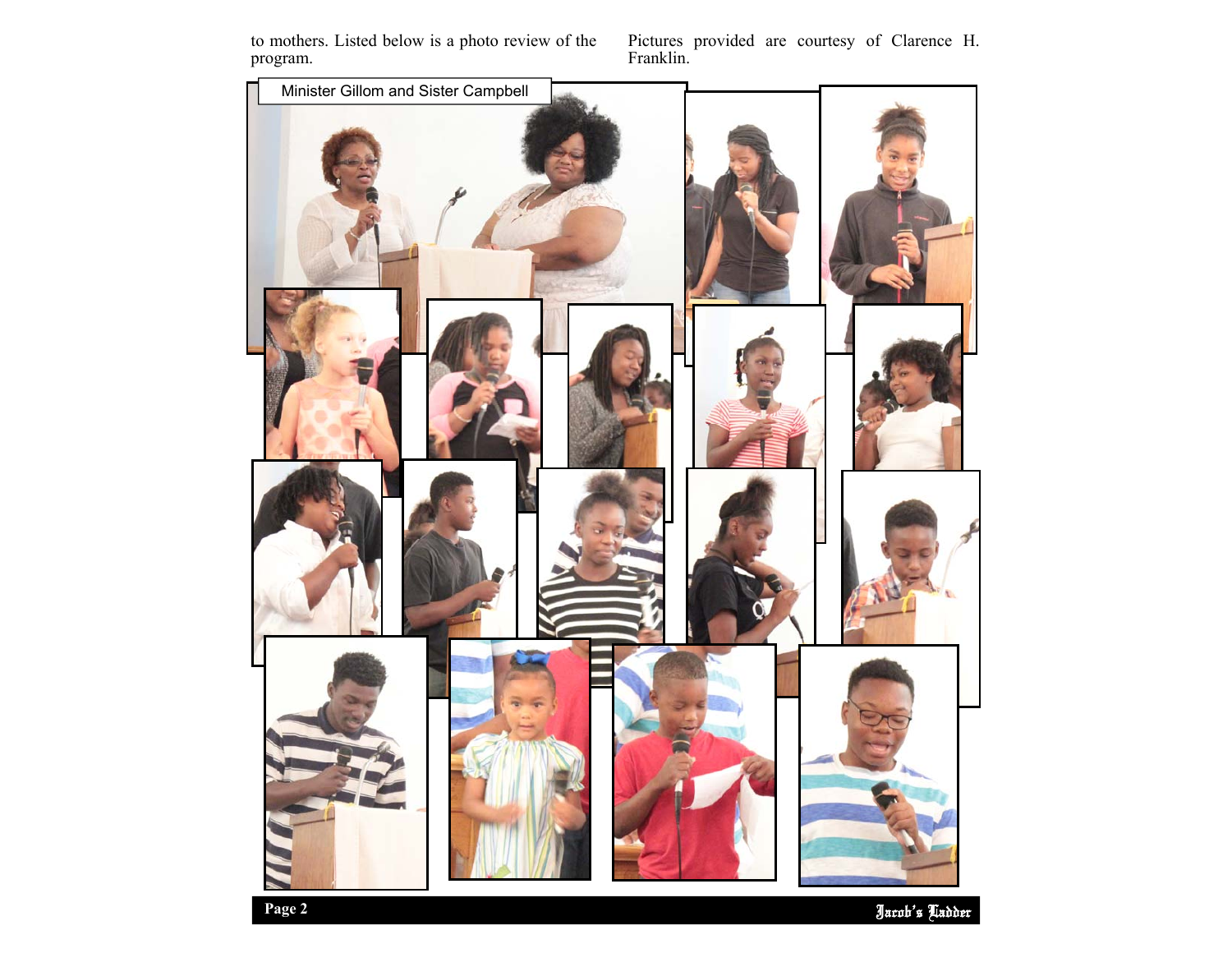to mothers. Listed below is a photo review of the program.

Pictures provided are courtesy of Clarence H. Franklin.

Minister Gillom and Sister Campbell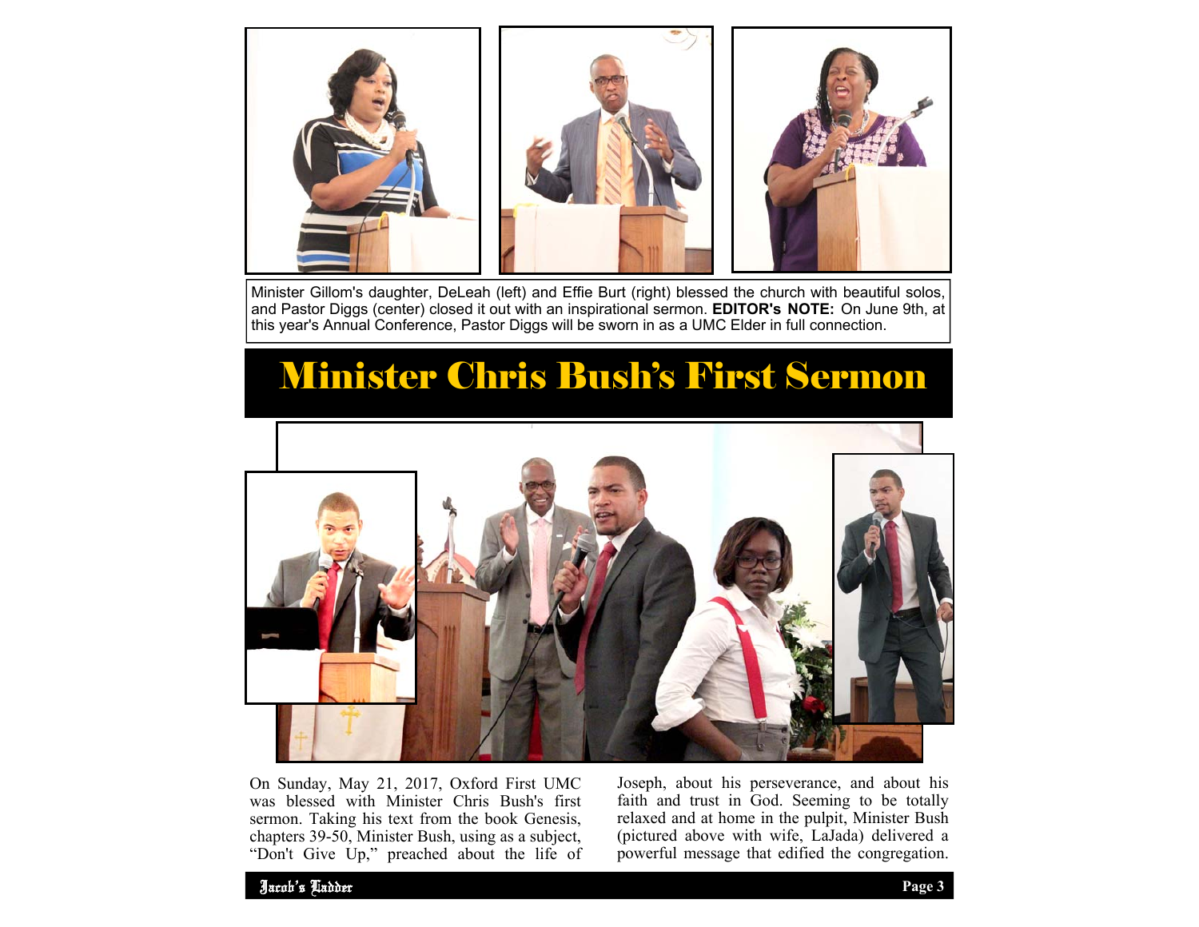Minister Gillom's daughter, DeLeah (left) and Effie Burt (right) blessed the church with beautiful solos, and Pastor Diggs (center) closed it out with an inspirational sermon. **EDITOR's NOTE:** On June 9th, at this year's Annual Conference, Pastor Diggs will be sworn in as a UMC Elder in full connection.

# Minister Chris Bush's First Sermon

On Sunday, May 21, 2017, Oxford First UMC was blessed with Minister Chris Bush's first sermon. Taking his text from the book Genesis, chapters 39-50, Minister Bush, using as a subject, "Don't Give Up," preached about the life of Joseph, about his perseverance, and about his faith and trust in God. Seeming to be totally relaxed and at home in the pulpit, Minister Bush (pictured above with wife, LaJada) delivered a powerful message that edified the congregation.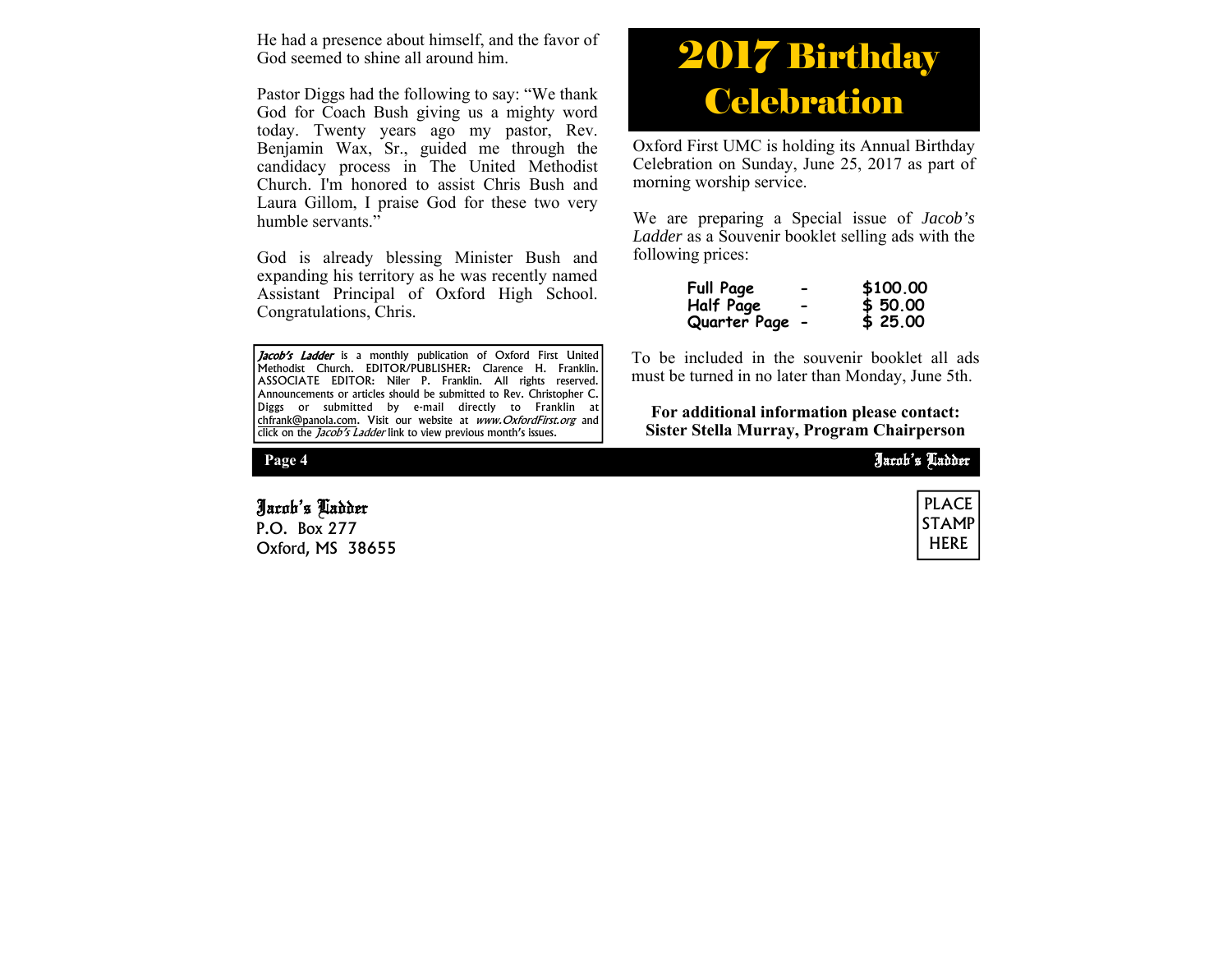He had a presence about himself, and the favor of God seemed to shine all around him.

Pastor Diggs had the following to say: "We thank God for Coach Bush giving us a mighty word today. Twenty years ago my pastor, Rev. Benjamin Wax, Sr., guided me through the candidacy process in The United Methodist Church. I'm honored to assist Chris Bush and Laura Gillom, I praise God for these two very humble servants."

God is already blessing Minister Bush and expanding his territory as he was recently named Assistant Principal of Oxford High School. Congratulations, Chris.

*Jacob's Ladder* is a monthly publication of Oxford First United Methodist Church. EDITOR/PUBLISHER: Clarence H. Franklin. ASSOCIATE EDITOR: Niler P. Franklin. All rights reserved. Announcements or articles should be submitted to Rev. Christopher C. Diggs or submitted by e-mail directly to Franklin at chfrank@panola.com. Visit our website at *www.OxfordFirst.org* and click on the *Jacob's Ladder* link to view previous month's issues.

# 2017 Birthday Celebration

Oxford First UMC is holding its Annual Birthday Celebration on Sunday, June 25, 2017 as part of morning worship service.

We are preparing a Special issue of *Jacob's Ladder* as a Souvenir booklet selling ads with the following prices:

| | | |
|---|---|---|
| **Full Page** | **-** | **$100.00** |
| **Half Page** | **-** | **$ 50.00** |
| **Quarter Page** | **-** | **$ 25.00** |

To be included in the souvenir booklet all ads must be turned in no later than Monday, June 5th.

**For additional information please contact:**
**Sister Stella Murray, Program Chairperson**

Jacob's Ladder
P.O. Box 277
Oxford, MS 38655

PLACE STAMP HERE